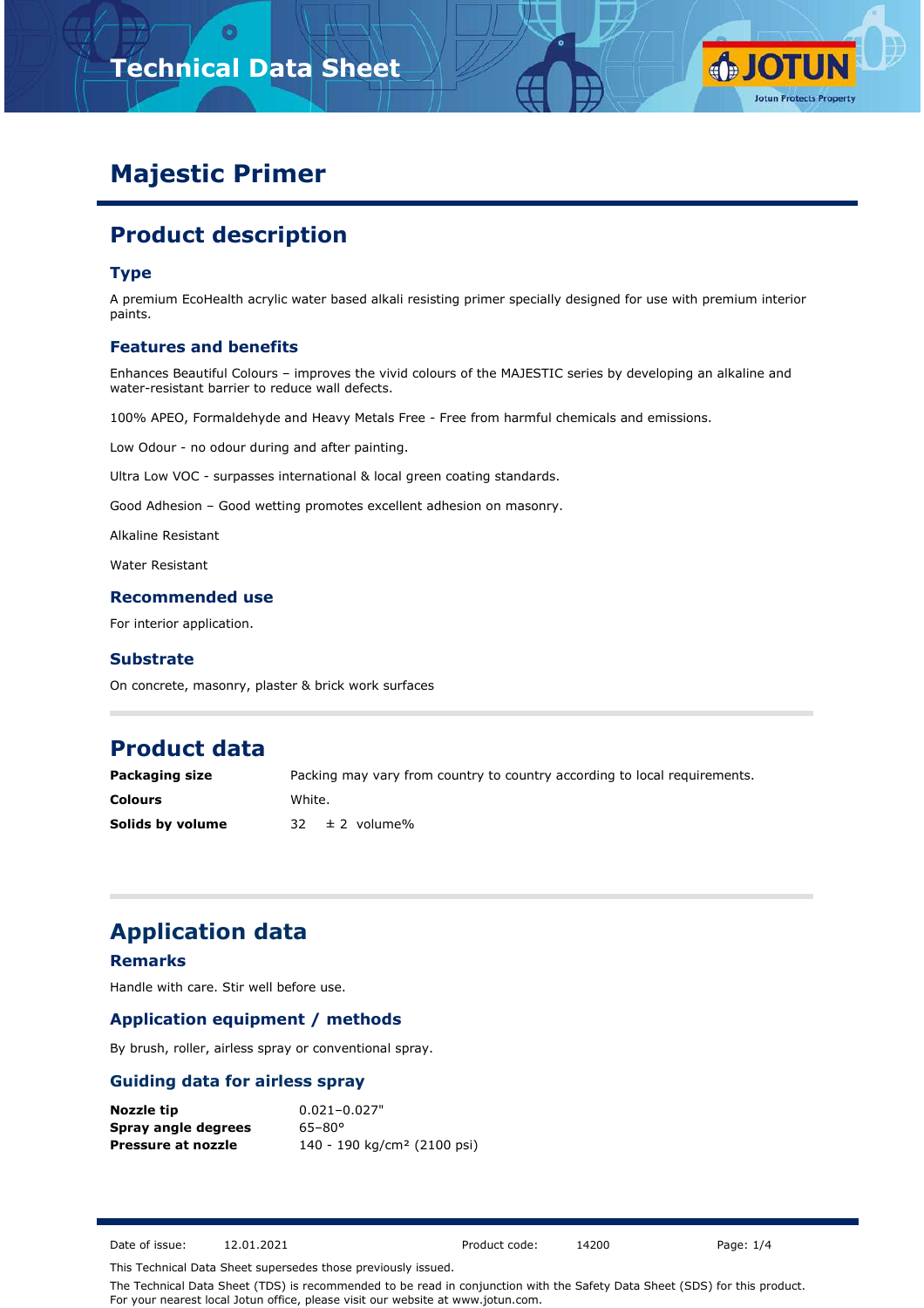# Majestic Primer

## Product description

### Type

A premium EcoHealth acrylic water based alkali resisting primer specially designed for use with premium interior paints.

### Features and benefits

Enhances Beautiful Colours – improves the vivid colours of the MAJESTIC series by developing an alkaline and water-resistant barrier to reduce wall defects.

100% APEO, Formaldehyde and Heavy Metals Free - Free from harmful chemicals and emissions.

Low Odour - no odour during and after painting.

Ultra Low VOC - surpasses international & local green coating standards.

Good Adhesion – Good wetting promotes excellent adhesion on masonry.

Alkaline Resistant

Water Resistant

### Recommended use

For interior application.

### Substrate

On concrete, masonry, plaster & brick work surfaces

## Product data

| | |
|---|---|
| **Packaging size** | Packing may vary from country to country according to local requirements. |
| **Colours** | White. |
| **Solids by volume** | 32 ± 2 volume% |

## Application data

### Remarks

Handle with care. Stir well before use.

### Application equipment / methods

By brush, roller, airless spray or conventional spray.

### Guiding data for airless spray

| | |
|---|---|
| **Nozzle tip** | 0.021–0.027" |
| **Spray angle degrees** | 65–80° |
| **Pressure at nozzle** | 140 - 190 kg/cm² (2100 psi) |

Date of issue: 12.01.2021 Product code: 14200

This Technical Data Sheet supersedes those previously issued.

The Technical Data Sheet (TDS) is recommended to be read in conjunction with the Safety Data Sheet (SDS) for this product. For your nearest local Jotun office, please visit our website at www.jotun.com.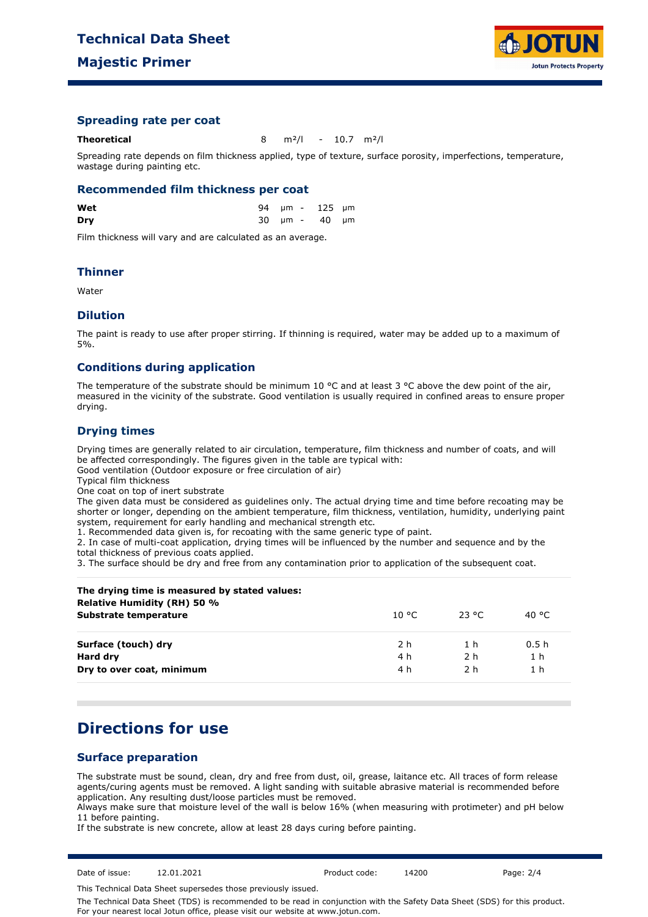## Spreading rate per coat

| | |
|---|---|
| **Theoretical** | 8 m²/l - 10.7 m²/l |

Spreading rate depends on film thickness applied, type of texture, surface porosity, imperfections, temperature, wastage during painting etc.

## Recommended film thickness per coat

| | |
|---|---|
| **Wet** | 94 µm - 125 µm |
| **Dry** | 30 µm - 40 µm |

Film thickness will vary and are calculated as an average.

## Thinner

Water

## Dilution

The paint is ready to use after proper stirring. If thinning is required, water may be added up to a maximum of 5%.

## Conditions during application

The temperature of the substrate should be minimum 10 °C and at least 3 °C above the dew point of the air, measured in the vicinity of the substrate. Good ventilation is usually required in confined areas to ensure proper drying.

## Drying times

Drying times are generally related to air circulation, temperature, film thickness and number of coats, and will be affected correspondingly. The figures given in the table are typical with:
Good ventilation (Outdoor exposure or free circulation of air)
Typical film thickness
One coat on top of inert substrate
The given data must be considered as guidelines only. The actual drying time and time before recoating may be shorter or longer, depending on the ambient temperature, film thickness, ventilation, humidity, underlying paint system, requirement for early handling and mechanical strength etc.
1. Recommended data given is, for recoating with the same generic type of paint.
2. In case of multi-coat application, drying times will be influenced by the number and sequence and by the total thickness of previous coats applied.
3. The surface should be dry and free from any contamination prior to application of the subsequent coat.

| **The drying time is measured by stated values: Relative Humidity (RH) 50 % Substrate temperature** | 10 °C | 23 °C | 40 °C |
|---|---|---|---|
| **Surface (touch) dry** | 2 h | 1 h | 0.5 h |
| **Hard dry** | 4 h | 2 h | 1 h |
| **Dry to over coat, minimum** | 4 h | 2 h | 1 h |

# Directions for use

## Surface preparation

The substrate must be sound, clean, dry and free from dust, oil, grease, laitance etc. All traces of form release agents/curing agents must be removed. A light sanding with suitable abrasive material is recommended before application. Any resulting dust/loose particles must be removed.
Always make sure that moisture level of the wall is below 16% (when measuring with protimeter) and pH below 11 before painting.
If the substrate is new concrete, allow at least 28 days curing before painting.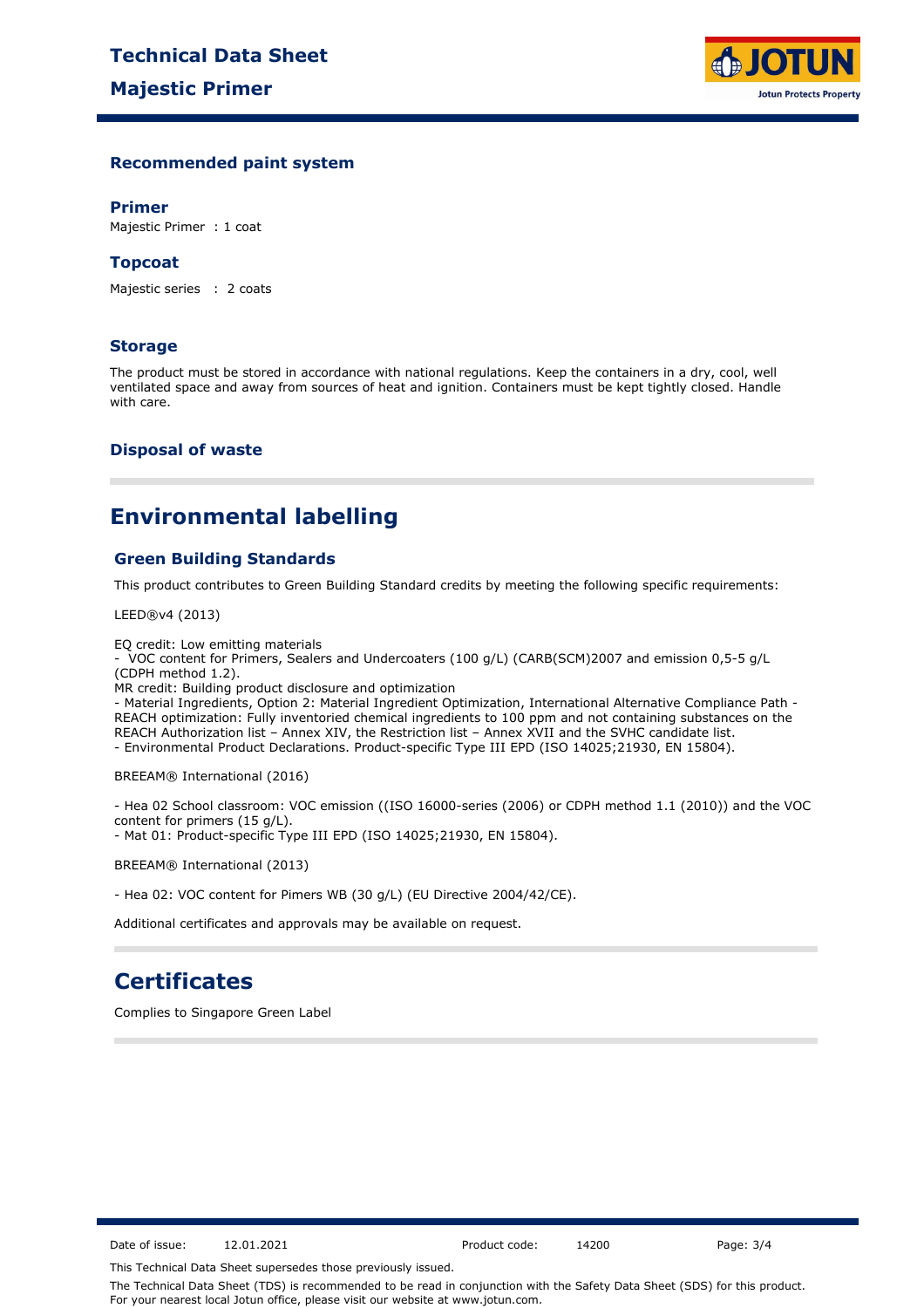### Recommended paint system

#### Primer

Majestic Primer : 1 coat

#### Topcoat

Majestic series : 2 coats

### Storage

The product must be stored in accordance with national regulations. Keep the containers in a dry, cool, well ventilated space and away from sources of heat and ignition. Containers must be kept tightly closed. Handle with care.

### Disposal of waste

## Environmental labelling

### Green Building Standards

This product contributes to Green Building Standard credits by meeting the following specific requirements:

LEED®v4 (2013)

EQ credit: Low emitting materials
- VOC content for Primers, Sealers and Undercoaters (100 g/L) (CARB(SCM)2007 and emission 0,5-5 g/L (CDPH method 1.2).

MR credit: Building product disclosure and optimization
- Material Ingredients, Option 2: Material Ingredient Optimization, International Alternative Compliance Path - REACH optimization: Fully inventoried chemical ingredients to 100 ppm and not containing substances on the REACH Authorization list – Annex XIV, the Restriction list – Annex XVII and the SVHC candidate list.
- Environmental Product Declarations. Product-specific Type III EPD (ISO 14025;21930, EN 15804).

BREEAM® International (2016)

- Hea 02 School classroom: VOC emission ((ISO 16000-series (2006) or CDPH method 1.1 (2010)) and the VOC content for primers (15 g/L).
- Mat 01: Product-specific Type III EPD (ISO 14025;21930, EN 15804).

BREEAM® International (2013)

- Hea 02: VOC content for Pimers WB (30 g/L) (EU Directive 2004/42/CE).

Additional certificates and approvals may be available on request.

## Certificates

Complies to Singapore Green Label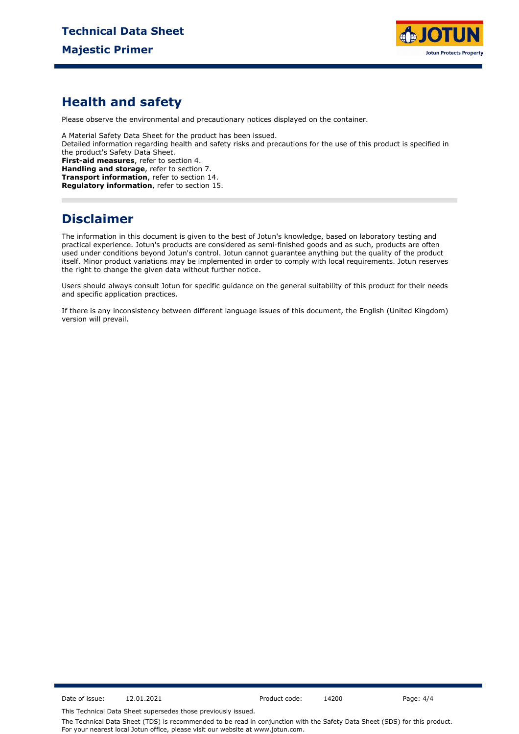## Health and safety

Please observe the environmental and precautionary notices displayed on the container.

A Material Safety Data Sheet for the product has been issued.
Detailed information regarding health and safety risks and precautions for the use of this product is specified in the product's Safety Data Sheet.
**First-aid measures**, refer to section 4.
**Handling and storage**, refer to section 7.
**Transport information**, refer to section 14.
**Regulatory information**, refer to section 15.

## Disclaimer

The information in this document is given to the best of Jotun's knowledge, based on laboratory testing and practical experience. Jotun's products are considered as semi-finished goods and as such, products are often used under conditions beyond Jotun's control. Jotun cannot guarantee anything but the quality of the product itself. Minor product variations may be implemented in order to comply with local requirements. Jotun reserves the right to change the given data without further notice.

Users should always consult Jotun for specific guidance on the general suitability of this product for their needs and specific application practices.

If there is any inconsistency between different language issues of this document, the English (United Kingdom) version will prevail.